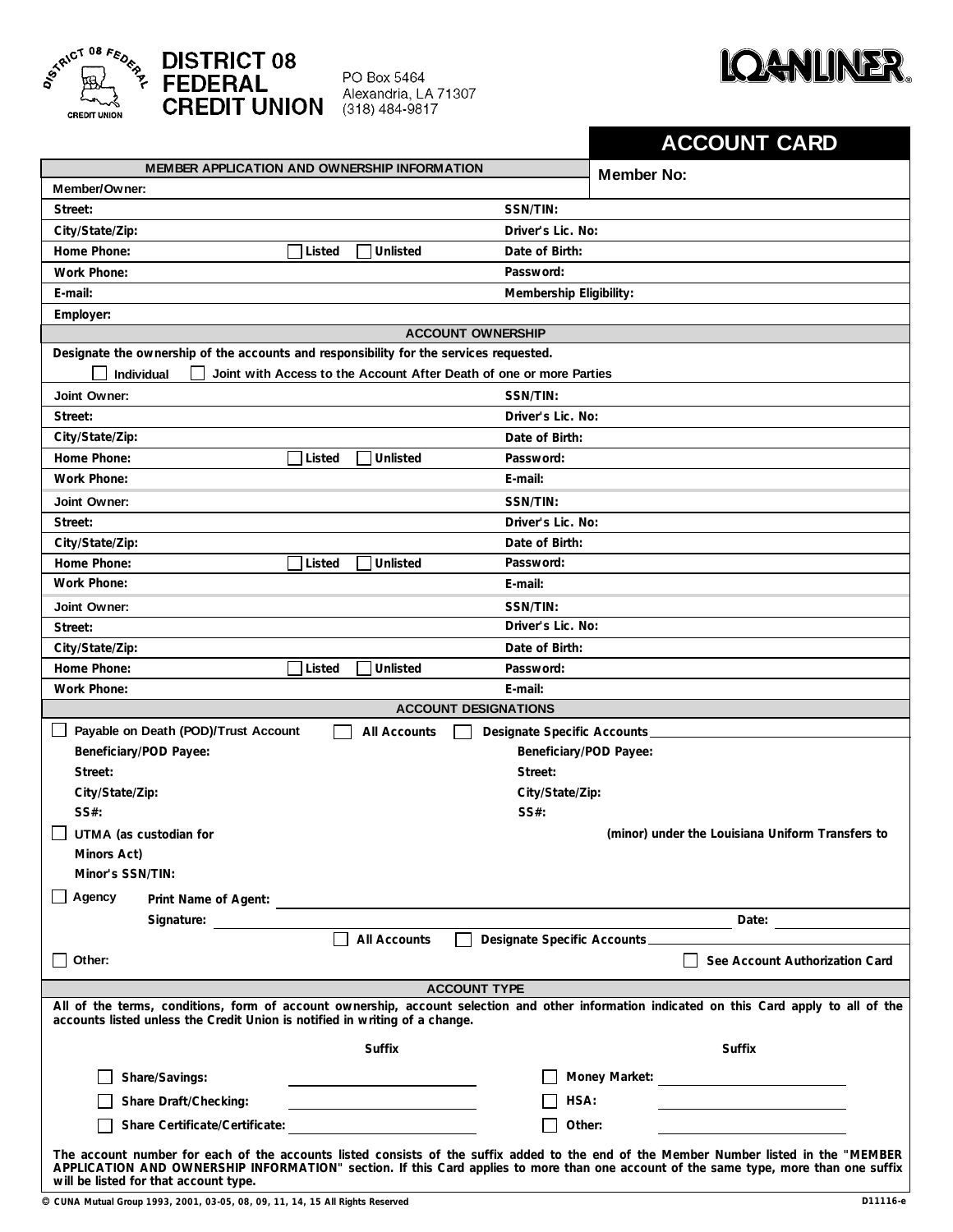DISTRICT 08 FEDERAL CREDIT UNION

**DISTRICT 08 FEDERAL CREDIT UNION**

PO Box 5464
Alexandria, LA 71307
(318) 484-9817

LOANLINER®

# ACCOUNT CARD

| MEMBER APPLICATION AND OWNERSHIP INFORMATION | | **Member No:** |
|---|---|---|
| **Member/Owner:** | | |
| **Street:** | **SSN/TIN:** | |
| **City/State/Zip:** | **Driver's Lic. No:** | |
| **Home Phone:** ☐ Listed ☐ Unlisted | **Date of Birth:** | |
| **Work Phone:** | **Password:** | |
| **E-mail:** | **Membership Eligibility:** | |
| **Employer:** | | |

## ACCOUNT OWNERSHIP

Designate the ownership of the accounts and responsibility for the services requested.

☐ Individual ☐ Joint with Access to the Account After Death of one or more Parties

| | |
|---|---|
| Joint Owner: | SSN/TIN: |
| Street: | Driver's Lic. No: |
| City/State/Zip: | Date of Birth: |
| Home Phone: ☐ Listed ☐ Unlisted | Password: |
| Work Phone: | E-mail: |
| Joint Owner: | SSN/TIN: |
| Street: | Driver's Lic. No: |
| City/State/Zip: | Date of Birth: |
| Home Phone: ☐ Listed ☐ Unlisted | Password: |
| Work Phone: | E-mail: |
| Joint Owner: | SSN/TIN: |
| Street: | Driver's Lic. No: |
| City/State/Zip: | Date of Birth: |
| Home Phone: ☐ Listed ☐ Unlisted | Password: |
| Work Phone: | E-mail: |

## ACCOUNT DESIGNATIONS

☐ Payable on Death (POD)/Trust Account ☐ All Accounts ☐ Designate Specific Accounts ________

| | |
|---|---|
| Beneficiary/POD Payee: | Beneficiary/POD Payee: |
| Street: | Street: |
| City/State/Zip: | City/State/Zip: |
| SS#: | SS#: |

☐ UTMA (as custodian for ________ (minor) under the Louisiana Uniform Transfers to Minors Act)

Minor's SSN/TIN:

☐ Agency Print Name of Agent: ________

Signature: ________ Date: ________

☐ All Accounts ☐ Designate Specific Accounts ________

☐ Other: ☐ See Account Authorization Card

## ACCOUNT TYPE

All of the terms, conditions, form of account ownership, account selection and other information indicated on this Card apply to all of the accounts listed unless the Credit Union is notified in writing of a change.

| | Suffix | | Suffix |
|---|---|---|---|
| ☐ Share/Savings: | ________ | ☐ Money Market: | ________ |
| ☐ Share Draft/Checking: | ________ | ☐ HSA: | ________ |
| ☐ Share Certificate/Certificate: | ________ | ☐ Other: | ________ |

The account number for each of the accounts listed consists of the suffix added to the end of the Member Number listed in the "MEMBER APPLICATION AND OWNERSHIP INFORMATION" section. If this Card applies to more than one account of the same type, more than one suffix will be listed for that account type.

© CUNA Mutual Group 1993, 2001, 03-05, 08, 09, 11, 14, 15 All Rights Reserved D11116-e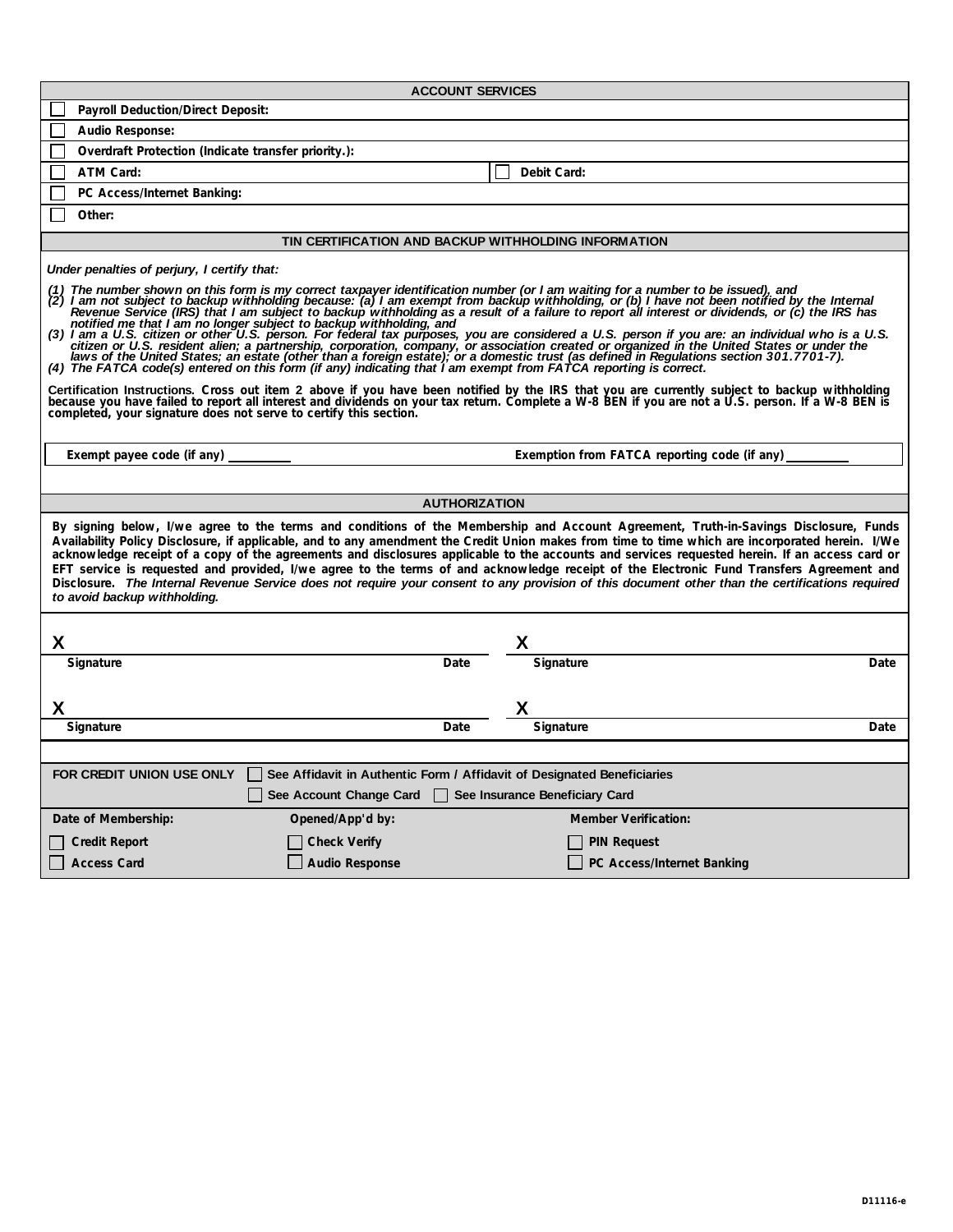## ACCOUNT SERVICES

☐ **Payroll Deduction/Direct Deposit:**

☐ **Audio Response:**

☐ **Overdraft Protection (Indicate transfer priority.):**

☐ **ATM Card:** ☐ **Debit Card:**

☐ **PC Access/Internet Banking:**

☐ **Other:**

## TIN CERTIFICATION AND BACKUP WITHHOLDING INFORMATION

*Under penalties of perjury, I certify that:*

*(1) The number shown on this form is my correct taxpayer identification number (or I am waiting for a number to be issued), and*
*(2) I am not subject to backup withholding because: (a) I am exempt from backup withholding, or (b) I have not been notified by the Internal Revenue Service (IRS) that I am subject to backup withholding as a result of a failure to report all interest or dividends, or (c) the IRS has notified me that I am no longer subject to backup withholding, and*
*(3) I am a U.S. citizen or other U.S. person. For federal tax purposes, you are considered a U.S. person if you are: an individual who is a U.S. citizen or U.S. resident alien; a partnership, corporation, company, or association created or organized in the United States or under the laws of the United States; an estate (other than a foreign estate); or a domestic trust (as defined in Regulations section 301.7701-7).*
*(4) The FATCA code(s) entered on this form (if any) indicating that I am exempt from FATCA reporting is correct.*

**Certification Instructions. Cross out item 2 above if you have been notified by the IRS that you are currently subject to backup withholding because you have failed to report all interest and dividends on your tax return. Complete a W-8 BEN if you are not a U.S. person. If a W-8 BEN is completed, your signature does not serve to certify this section.**

**Exempt payee code (if any)** __________ **Exemption from FATCA reporting code (if any)** __________

## AUTHORIZATION

**By signing below, I/we agree to the terms and conditions of the Membership and Account Agreement, Truth-in-Savings Disclosure, Funds Availability Policy Disclosure, if applicable, and to any amendment the Credit Union makes from time to time which are incorporated herein. I/We acknowledge receipt of a copy of the agreements and disclosures applicable to the accounts and services requested herein. If an access card or EFT service is requested and provided, I/we agree to the terms of and acknowledge receipt of the Electronic Fund Transfers Agreement and Disclosure.** ***The Internal Revenue Service does not require your consent to any provision of this document other than the certifications required to avoid backup withholding.***

| | | | |
|---|---|---|---|
| X | | X | |
| **Signature** | **Date** | **Signature** | **Date** |
| X | | X | |
| **Signature** | **Date** | **Signature** | **Date** |

**FOR CREDIT UNION USE ONLY** ☐ **See Affidavit in Authentic Form / Affidavit of Designated Beneficiaries**
☐ **See Account Change Card** ☐ **See Insurance Beneficiary Card**

| | | |
|---|---|---|
| **Date of Membership:** | **Opened/App'd by:** | **Member Verification:** |
| ☐ **Credit Report** | ☐ **Check Verify** | ☐ **PIN Request** |
| ☐ **Access Card** | ☐ **Audio Response** | ☐ **PC Access/Internet Banking** |

D11116-e